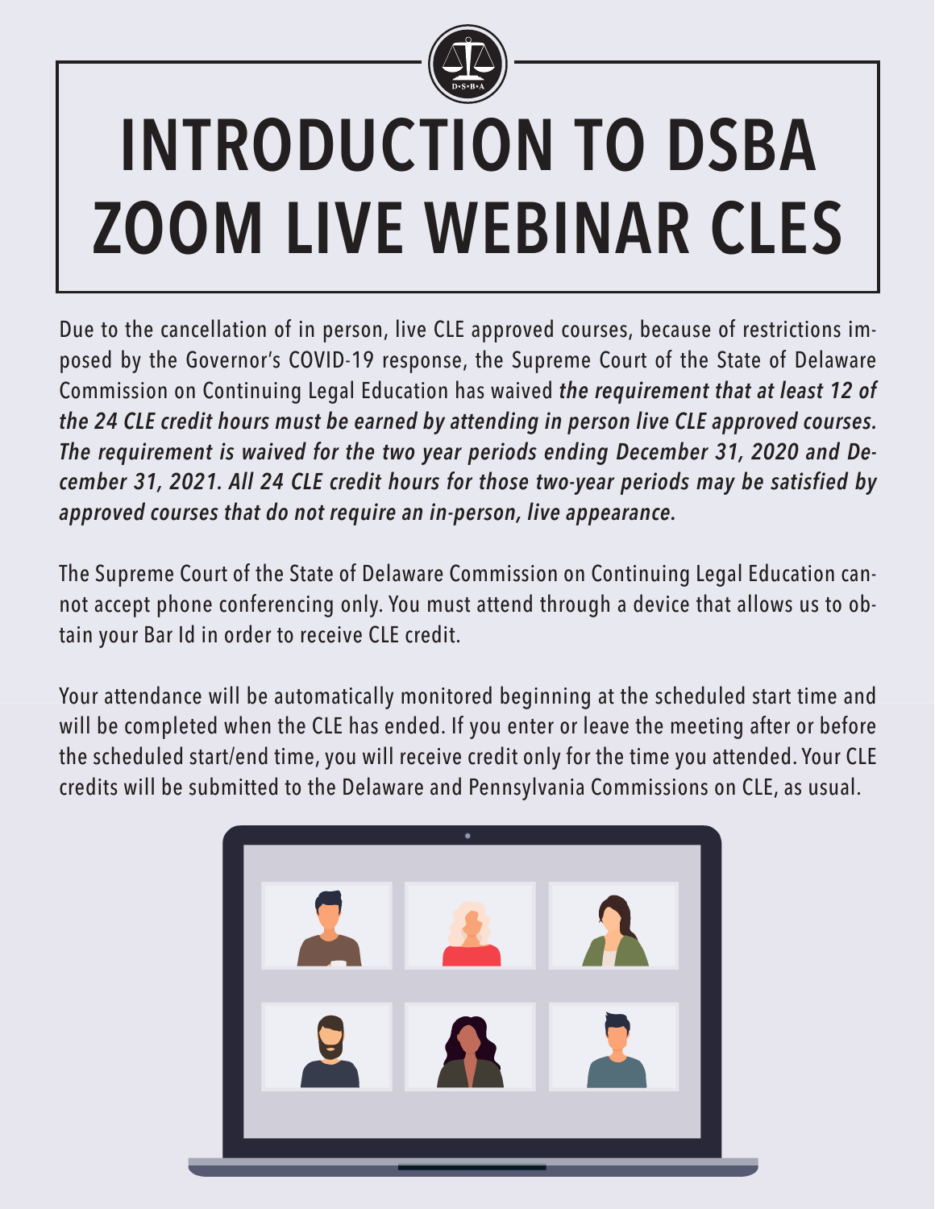# INTRODUCTION TO DSBA ZOOM LIVE WEBINAR CLES

Due to the cancellation of in person, live CLE approved courses, because of restrictions imposed by the Governor's COVID-19 response, the Supreme Court of the State of Delaware Commission on Continuing Legal Education has waived ***the requirement that at least 12 of the 24 CLE credit hours must be earned by attending in person live CLE approved courses. The requirement is waived for the two year periods ending December 31, 2020 and December 31, 2021. All 24 CLE credit hours for those two-year periods may be satisfied by approved courses that do not require an in-person, live appearance.***

The Supreme Court of the State of Delaware Commission on Continuing Legal Education cannot accept phone conferencing only. You must attend through a device that allows us to obtain your Bar Id in order to receive CLE credit.

Your attendance will be automatically monitored beginning at the scheduled start time and will be completed when the CLE has ended. If you enter or leave the meeting after or before the scheduled start/end time, you will receive credit only for the time you attended. Your CLE credits will be submitted to the Delaware and Pennsylvania Commissions on CLE, as usual.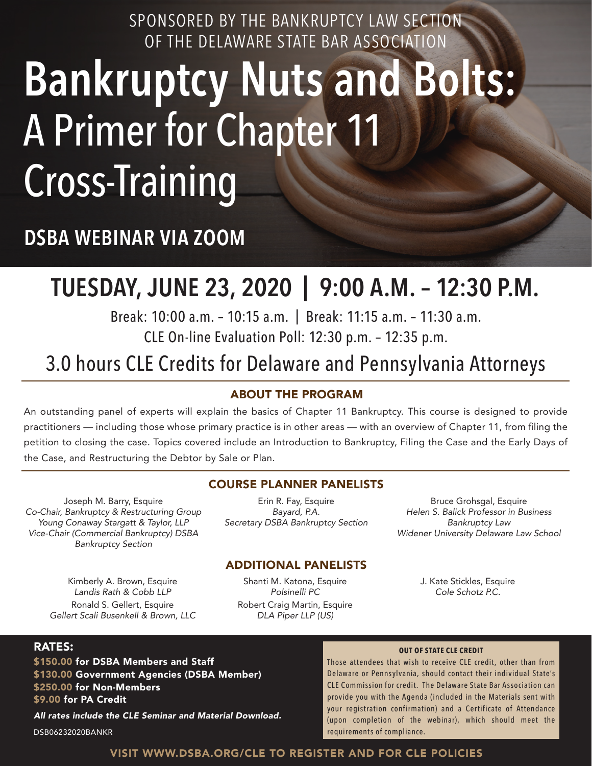SPONSORED BY THE BANKRUPTCY LAW SECTION OF THE DELAWARE STATE BAR ASSOCIATION

# Bankruptcy Nuts and Bolts: A Primer for Chapter 11 Cross-Training

## DSBA WEBINAR VIA ZOOM

## TUESDAY, JUNE 23, 2020 | 9:00 A.M. – 12:30 P.M.

Break: 10:00 a.m. – 10:15 a.m. | Break: 11:15 a.m. – 11:30 a.m.

CLE On-line Evaluation Poll: 12:30 p.m. – 12:35 p.m.

## 3.0 hours CLE Credits for Delaware and Pennsylvania Attorneys

### ABOUT THE PROGRAM

An outstanding panel of experts will explain the basics of Chapter 11 Bankruptcy. This course is designed to provide practitioners — including those whose primary practice is in other areas — with an overview of Chapter 11, from filing the petition to closing the case. Topics covered include an Introduction to Bankruptcy, Filing the Case and the Early Days of the Case, and Restructuring the Debtor by Sale or Plan.

### COURSE PLANNER PANELISTS

Joseph M. Barry, Esquire
*Co-Chair, Bankruptcy & Restructuring Group*
*Young Conaway Stargatt & Taylor, LLP*
*Vice-Chair (Commercial Bankruptcy) DSBA Bankruptcy Section*

Erin R. Fay, Esquire
*Bayard, P.A.*
*Secretary DSBA Bankruptcy Section*

Bruce Grohsgal, Esquire
*Helen S. Balick Professor in Business Bankruptcy Law*
*Widener University Delaware Law School*

### ADDITIONAL PANELISTS

Kimberly A. Brown, Esquire
*Landis Rath & Cobb LLP*

Ronald S. Gellert, Esquire
*Gellert Scali Busenkell & Brown, LLC*

Shanti M. Katona, Esquire
*Polsinelli PC*

Robert Craig Martin, Esquire
*DLA Piper LLP (US)*

J. Kate Stickles, Esquire
*Cole Schotz P.C.*

### RATES:

**$150.00 for DSBA Members and Staff**
**$130.00 Government Agencies (DSBA Member)**
**$250.00 for Non-Members**
**$9.00 for PA Credit**

***All rates include the CLE Seminar and Material Download.***

DSB06232020BANKR

**OUT OF STATE CLE CREDIT**

Those attendees that wish to receive CLE credit, other than from Delaware or Pennsylvania, should contact their individual State's CLE Commission for credit. The Delaware State Bar Association can provide you with the Agenda (included in the Materials sent with your registration confirmation) and a Certificate of Attendance (upon completion of the webinar), which should meet the requirements of compliance.

**VISIT WWW.DSBA.ORG/CLE TO REGISTER AND FOR CLE POLICIES**